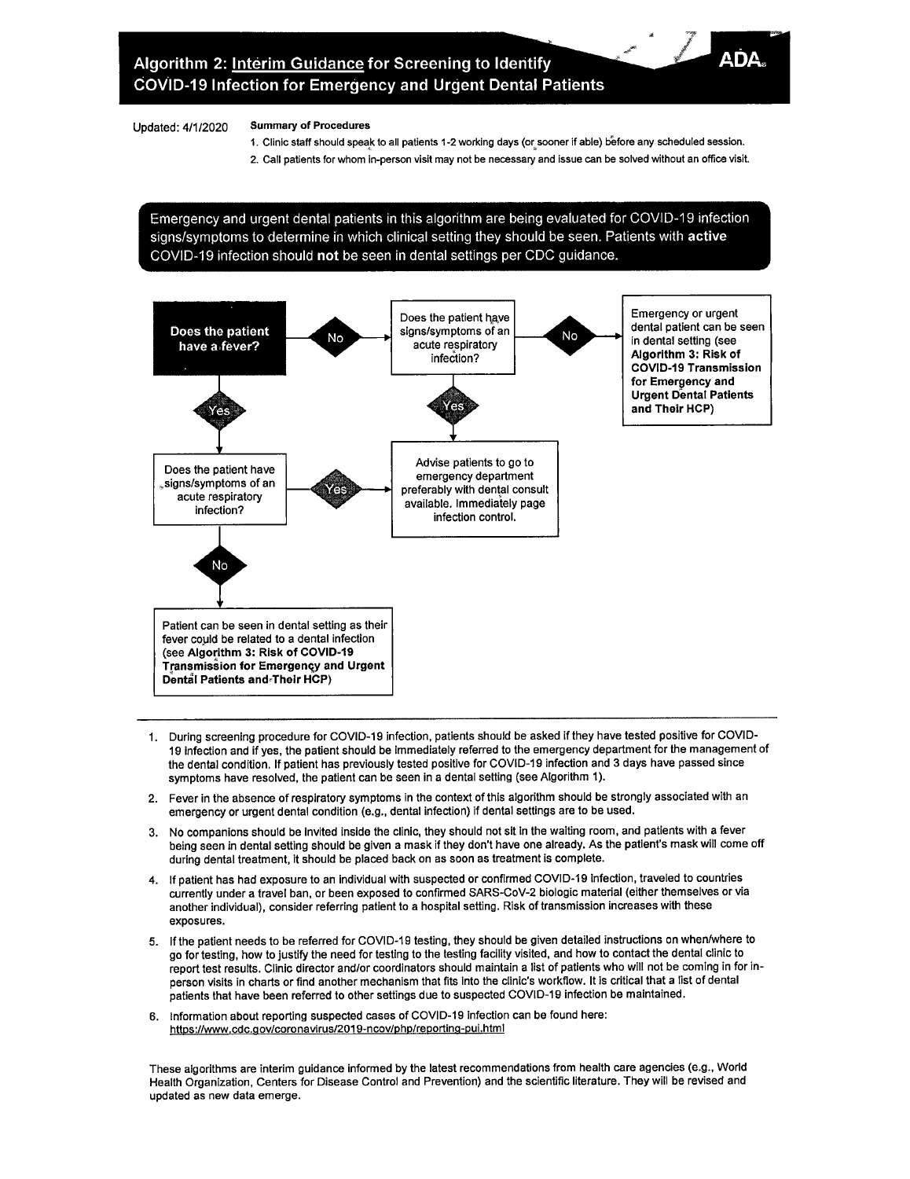# Algorithm 2: Interim Guidance for Screening to Identify COVID-19 Infection for Emergency and Urgent Dental Patients

ADA

Updated: 4/1/2020

**Summary of Procedures**

1. Clinic staff should speak to all patients 1-2 working days (or sooner if able) before any scheduled session.
2. Call patients for whom in-person visit may not be necessary and issue can be solved without an office visit.

Emergency and urgent dental patients in this algorithm are being evaluated for COVID-19 infection signs/symptoms to determine in which clinical setting they should be seen. Patients with **active** COVID-19 infection should **not** be seen in dental settings per CDC guidance.

**Does the patient have a fever?**

- **No** → Does the patient have signs/symptoms of an acute respiratory infection?
  - **No** → Emergency or urgent dental patient can be seen in dental setting (see **Algorithm 3: Risk of COVID-19 Transmission for Emergency and Urgent Dental Patients and Their HCP**)
  - **Yes** → Advise patients to go to emergency department preferably with dental consult available. Immediately page infection control.
- **Yes** → Does the patient have signs/symptoms of an acute respiratory infection?
  - **Yes** → Advise patients to go to emergency department preferably with dental consult available. Immediately page infection control.
  - **No** → Patient can be seen in dental setting as their fever could be related to a dental infection (see **Algorithm 3: Risk of COVID-19 Transmission for Emergency and Urgent Dental Patients and Their HCP**)

---

1. During screening procedure for COVID-19 infection, patients should be asked if they have tested positive for COVID-19 infection and if yes, the patient should be immediately referred to the emergency department for the management of the dental condition. If patient has previously tested positive for COVID-19 infection and 3 days have passed since symptoms have resolved, the patient can be seen in a dental setting (see Algorithm 1).
2. Fever in the absence of respiratory symptoms in the context of this algorithm should be strongly associated with an emergency or urgent dental condition (e.g., dental infection) if dental settings are to be used.
3. No companions should be invited inside the clinic, they should not sit in the waiting room, and patients with a fever being seen in dental setting should be given a mask if they don't have one already. As the patient's mask will come off during dental treatment, it should be placed back on as soon as treatment is complete.
4. If patient has had exposure to an individual with suspected or confirmed COVID-19 infection, traveled to countries currently under a travel ban, or been exposed to confirmed SARS-CoV-2 biologic material (either themselves or via another individual), consider referring patient to a hospital setting. Risk of transmission increases with these exposures.
5. If the patient needs to be referred for COVID-19 testing, they should be given detailed instructions on when/where to go for testing, how to justify the need for testing to the testing facility visited, and how to contact the dental clinic to report test results. Clinic director and/or coordinators should maintain a list of patients who will not be coming in for in-person visits in charts or find another mechanism that fits into the clinic's workflow. It is critical that a list of dental patients that have been referred to other settings due to suspected COVID-19 infection be maintained.
6. Information about reporting suspected cases of COVID-19 infection can be found here: https://www.cdc.gov/coronavirus/2019-ncov/php/reporting-pui.html

These algorithms are interim guidance informed by the latest recommendations from health care agencies (e.g., World Health Organization, Centers for Disease Control and Prevention) and the scientific literature. They will be revised and updated as new data emerge.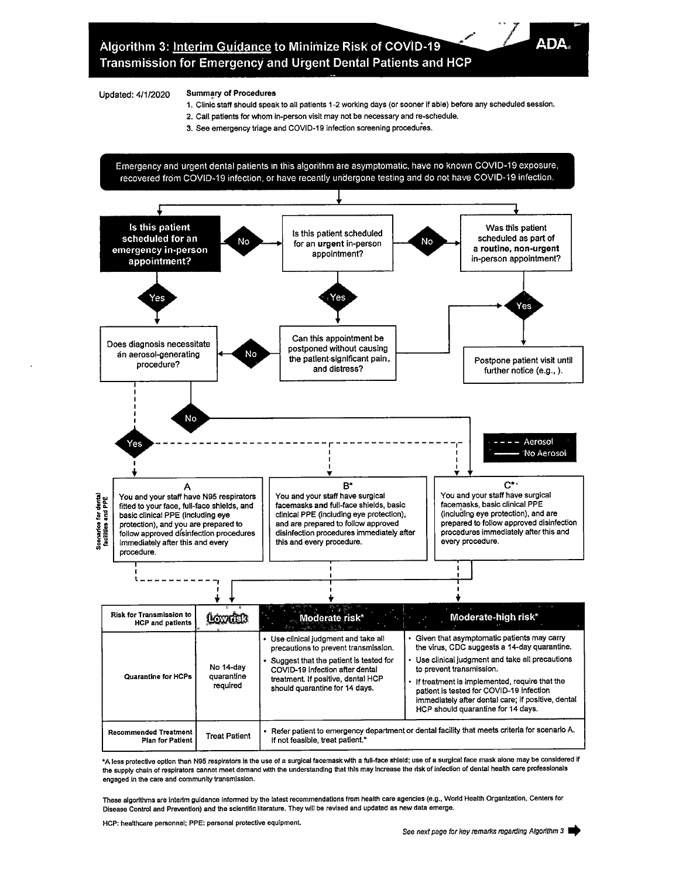# Algorithm 3: Interim Guidance to Minimize Risk of COVID-19 Transmission for Emergency and Urgent Dental Patients and HCP

ADA

Updated: 4/1/2020

**Summary of Procedures**

1. Clinic staff should speak to all patients 1-2 working days (or sooner if able) before any scheduled session.
2. Call patients for whom in-person visit may not be necessary and re-schedule.
3. See emergency triage and COVID-19 infection screening procedures.

Emergency and urgent dental patients in this algorithm are asymptomatic, have no known COVID-19 exposure, recovered from COVID-19 infection, or have recently undergone testing and do not have COVID-19 infection.

**Is this patient scheduled for an emergency in-person appointment?**
- No → Is this patient scheduled for an **urgent** in-person appointment?
  - No → Was this patient scheduled as part of a **routine, non-urgent** in-person appointment?
    - Yes → Postpone patient visit until further notice (e.g., ).
  - Yes → Can this appointment be postponed without causing the patient significant pain and distress?
    - Yes → Postpone patient visit until further notice (e.g., ).
    - No → Does diagnosis necessitate an aerosol-generating procedure?
- Yes → Does diagnosis necessitate an aerosol-generating procedure?
  - Yes (Aerosol) → Scenario A, B*, or C*
  - No (No Aerosol) → Scenario C*

Legend: - - - - Aerosol; ——— No Aerosol

**Scenarios for dental facilities and PPE**

**A**
You and your staff have N95 respirators fitted to your face, full-face shields, and basic clinical PPE (including eye protection), and you are prepared to follow approved disinfection procedures immediately after this and every procedure.

**B***
You and your staff have surgical facemasks and full-face shields, basic clinical PPE (including eye protection), and are prepared to follow approved disinfection procedures immediately after this and every procedure.

**C***
You and your staff have surgical facemasks, basic clinical PPE (including eye protection), and are prepared to follow approved disinfection procedures immediately after this and every procedure.

(Scenario A, and Scenario C without aerosol → Low risk; Scenario B with aerosol → Moderate risk; Scenario C with aerosol → Moderate-high risk)

| Risk for Transmission to HCP and patients | Low risk | Moderate risk* | Moderate-high risk* |
|---|---|---|---|
| Quarantine for HCPs | No 14-day quarantine required | • Use clinical judgment and take all precautions to prevent transmission.<br>• Suggest that the patient is tested for COVID-19 infection after dental treatment. If positive, dental HCP should quarantine for 14 days. | • Given that asymptomatic patients may carry the virus, CDC suggests a 14-day quarantine.<br>• Use clinical judgment and take all precautions to prevent transmission.<br>• If treatment is implemented, require that the patient is tested for COVID-19 infection immediately after dental care; if positive, dental HCP should quarantine for 14 days. |
| Recommended Treatment Plan for Patient | Treat Patient | • Refer patient to emergency department or dental facility that meets criteria for scenario A. If not feasible, treat patient.* | |

*A less protective option than N95 respirators is the use of a surgical facemask with a full-face shield; use of a surgical face mask alone may be considered if the supply chain of respirators cannot meet demand with the understanding that this may increase the risk of infection of dental health care professionals engaged in the care and community transmission.

These algorithms are interim guidance informed by the latest recommendations from health care agencies (e.g., World Health Organization, Centers for Disease Control and Prevention) and the scientific literature. They will be revised and updated as new data emerge.

HCP: healthcare personnel; PPE: personal protective equipment.

*See next page for key remarks regarding Algorithm 3*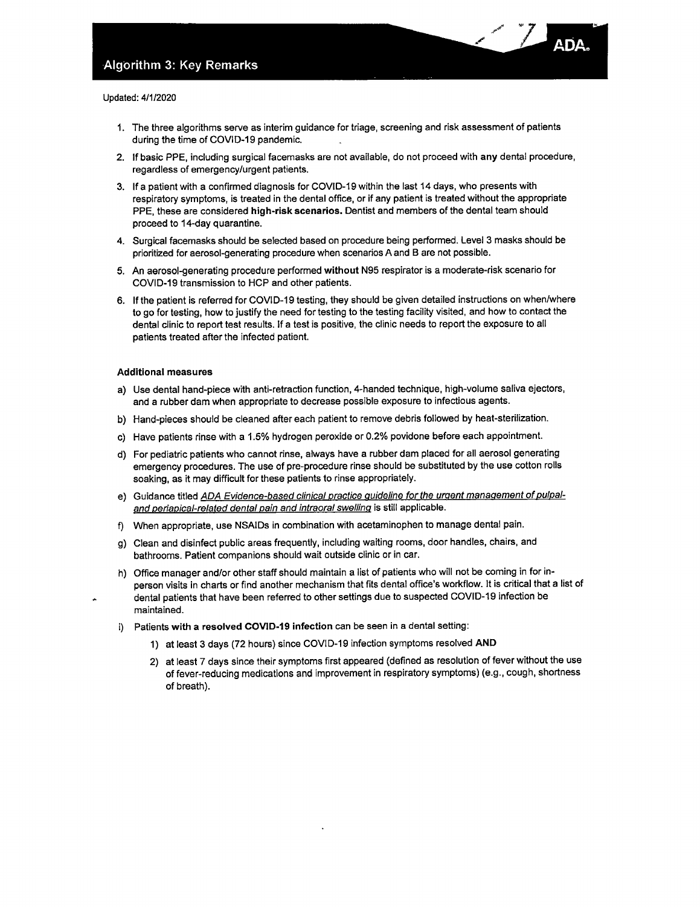## Algorithm 3: Key Remarks

Updated: 4/1/2020

1. The three algorithms serve as interim guidance for triage, screening and risk assessment of patients during the time of COVID-19 pandemic.
2. If basic PPE, including surgical facemasks are not available, do not proceed with **any** dental procedure, regardless of emergency/urgent patients.
3. If a patient with a confirmed diagnosis for COVID-19 within the last 14 days, who presents with respiratory symptoms, is treated in the dental office, or if any patient is treated without the appropriate PPE, these are considered **high-risk scenarios.** Dentist and members of the dental team should proceed to 14-day quarantine.
4. Surgical facemasks should be selected based on procedure being performed. Level 3 masks should be prioritized for aerosol-generating procedure when scenarios A and B are not possible.
5. An aerosol-generating procedure performed **without** N95 respirator is a moderate-risk scenario for COVID-19 transmission to HCP and other patients.
6. If the patient is referred for COVID-19 testing, they should be given detailed instructions on when/where to go for testing, how to justify the need for testing to the testing facility visited, and how to contact the dental clinic to report test results. If a test is positive, the clinic needs to report the exposure to all patients treated after the infected patient.

**Additional measures**

a) Use dental hand-piece with anti-retraction function, 4-handed technique, high-volume saliva ejectors, and a rubber dam when appropriate to decrease possible exposure to infectious agents.

b) Hand-pieces should be cleaned after each patient to remove debris followed by heat-sterilization.

c) Have patients rinse with a 1.5% hydrogen peroxide or 0.2% povidone before each appointment.

d) For pediatric patients who cannot rinse, always have a rubber dam placed for all aerosol generating emergency procedures. The use of pre-procedure rinse should be substituted by the use cotton rolls soaking, as it may difficult for these patients to rinse appropriately.

e) Guidance titled *ADA Evidence-based clinical practice guideline for the urgent management of pulpal- and periapical-related dental pain and intraoral swelling* is still applicable.

f) When appropriate, use NSAIDs in combination with acetaminophen to manage dental pain.

g) Clean and disinfect public areas frequently, including waiting rooms, door handles, chairs, and bathrooms. Patient companions should wait outside clinic or in car.

h) Office manager and/or other staff should maintain a list of patients who will not be coming in for in-person visits in charts or find another mechanism that fits dental office's workflow. It is critical that a list of dental patients that have been referred to other settings due to suspected COVID-19 infection be maintained.

i) Patients **with a resolved COVID-19 infection** can be seen in a dental setting:

   1) at least 3 days (72 hours) since COVID-19 infection symptoms resolved **AND**
   2) at least 7 days since their symptoms first appeared (defined as resolution of fever without the use of fever-reducing medications and improvement in respiratory symptoms) (e.g., cough, shortness of breath).